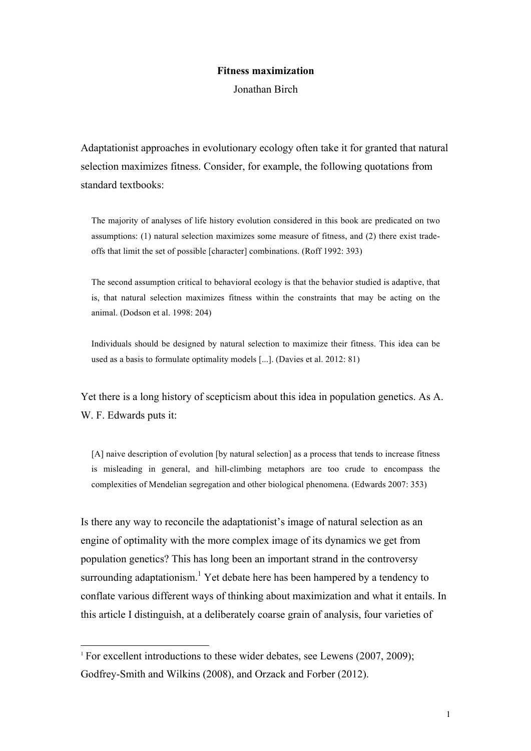# Fitness maximization

Jonathan Birch

Adaptationist approaches in evolutionary ecology often take it for granted that natural selection maximizes fitness. Consider, for example, the following quotations from standard textbooks:

> The majority of analyses of life history evolution considered in this book are predicated on two assumptions: (1) natural selection maximizes some measure of fitness, and (2) there exist trade-offs that limit the set of possible [character] combinations. (Roff 1992: 393)

> The second assumption critical to behavioral ecology is that the behavior studied is adaptive, that is, that natural selection maximizes fitness within the constraints that may be acting on the animal. (Dodson et al. 1998: 204)

> Individuals should be designed by natural selection to maximize their fitness. This idea can be used as a basis to formulate optimality models [...]. (Davies et al. 2012: 81)

Yet there is a long history of scepticism about this idea in population genetics. As A. W. F. Edwards puts it:

> [A] naive description of evolution [by natural selection] as a process that tends to increase fitness is misleading in general, and hill-climbing metaphors are too crude to encompass the complexities of Mendelian segregation and other biological phenomena. (Edwards 2007: 353)

Is there any way to reconcile the adaptationist's image of natural selection as an engine of optimality with the more complex image of its dynamics we get from population genetics? This has long been an important strand in the controversy surrounding adaptationism.[1] Yet debate here has been hampered by a tendency to conflate various different ways of thinking about maximization and what it entails. In this article I distinguish, at a deliberately coarse grain of analysis, four varieties of

---

[1] For excellent introductions to these wider debates, see Lewens (2007, 2009); Godfrey-Smith and Wilkins (2008), and Orzack and Forber (2012).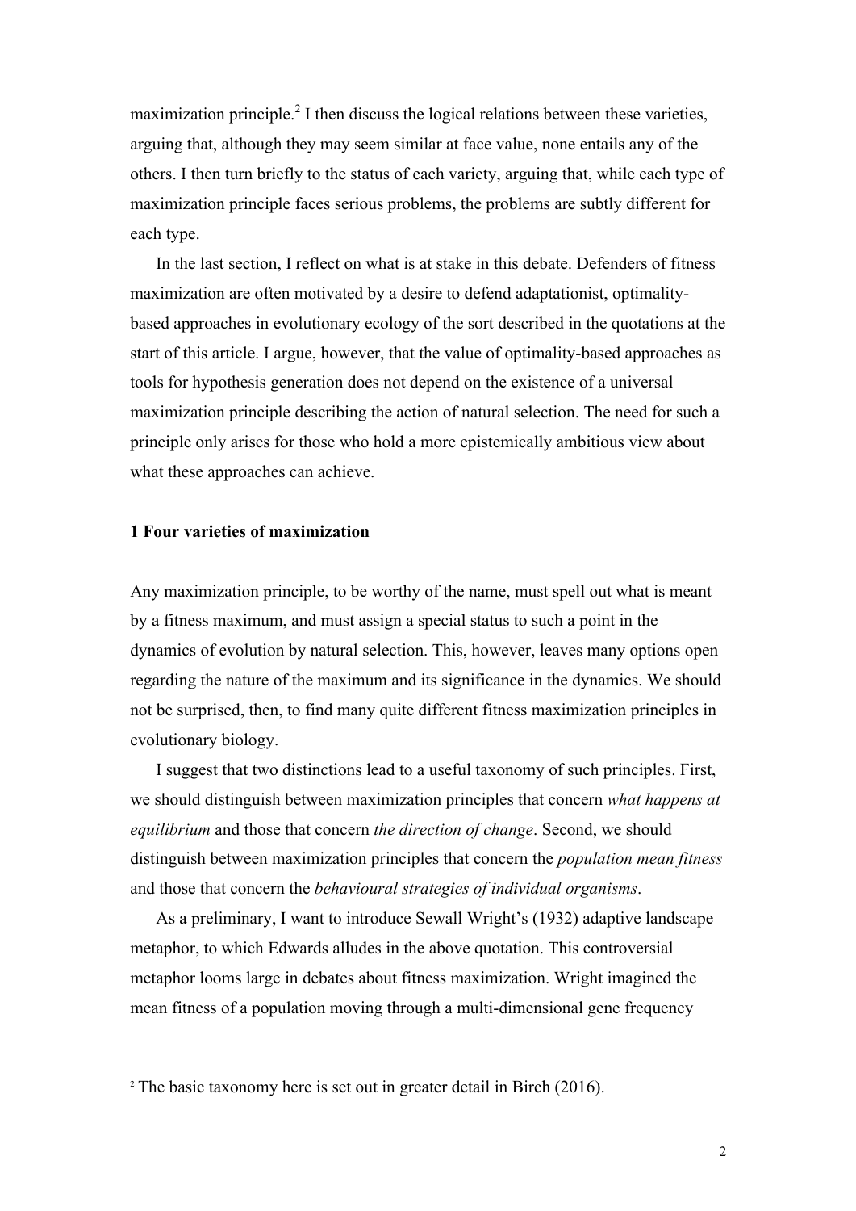maximization principle.[2] I then discuss the logical relations between these varieties, arguing that, although they may seem similar at face value, none entails any of the others. I then turn briefly to the status of each variety, arguing that, while each type of maximization principle faces serious problems, the problems are subtly different for each type.

In the last section, I reflect on what is at stake in this debate. Defenders of fitness maximization are often motivated by a desire to defend adaptationist, optimality-based approaches in evolutionary ecology of the sort described in the quotations at the start of this article. I argue, however, that the value of optimality-based approaches as tools for hypothesis generation does not depend on the existence of a universal maximization principle describing the action of natural selection. The need for such a principle only arises for those who hold a more epistemically ambitious view about what these approaches can achieve.

## 1 Four varieties of maximization

Any maximization principle, to be worthy of the name, must spell out what is meant by a fitness maximum, and must assign a special status to such a point in the dynamics of evolution by natural selection. This, however, leaves many options open regarding the nature of the maximum and its significance in the dynamics. We should not be surprised, then, to find many quite different fitness maximization principles in evolutionary biology.

I suggest that two distinctions lead to a useful taxonomy of such principles. First, we should distinguish between maximization principles that concern *what happens at equilibrium* and those that concern *the direction of change*. Second, we should distinguish between maximization principles that concern the *population mean fitness* and those that concern the *behavioural strategies of individual organisms*.

As a preliminary, I want to introduce Sewall Wright's (1932) adaptive landscape metaphor, to which Edwards alludes in the above quotation. This controversial metaphor looms large in debates about fitness maximization. Wright imagined the mean fitness of a population moving through a multi-dimensional gene frequency

[2] The basic taxonomy here is set out in greater detail in Birch (2016).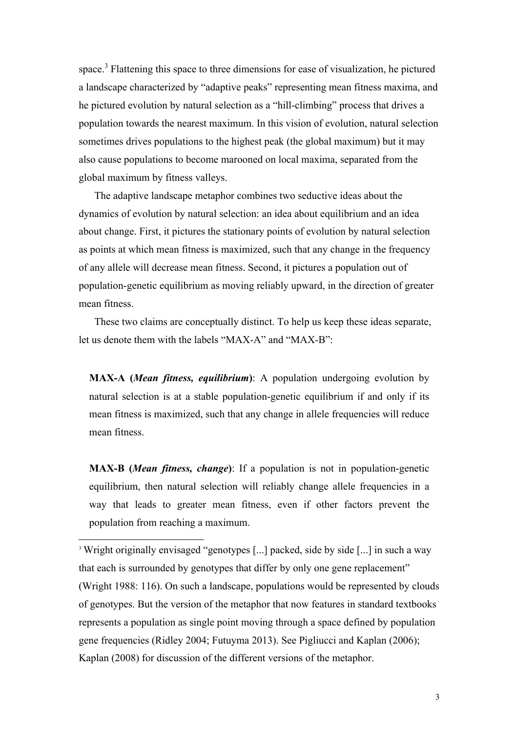space.[3] Flattening this space to three dimensions for ease of visualization, he pictured a landscape characterized by "adaptive peaks" representing mean fitness maxima, and he pictured evolution by natural selection as a "hill-climbing" process that drives a population towards the nearest maximum. In this vision of evolution, natural selection sometimes drives populations to the highest peak (the global maximum) but it may also cause populations to become marooned on local maxima, separated from the global maximum by fitness valleys.

The adaptive landscape metaphor combines two seductive ideas about the dynamics of evolution by natural selection: an idea about equilibrium and an idea about change. First, it pictures the stationary points of evolution by natural selection as points at which mean fitness is maximized, such that any change in the frequency of any allele will decrease mean fitness. Second, it pictures a population out of population-genetic equilibrium as moving reliably upward, in the direction of greater mean fitness.

These two claims are conceptually distinct. To help us keep these ideas separate, let us denote them with the labels "MAX-A" and "MAX-B":

> **MAX-A (*Mean fitness, equilibrium*)**: A population undergoing evolution by natural selection is at a stable population-genetic equilibrium if and only if its mean fitness is maximized, such that any change in allele frequencies will reduce mean fitness.

> **MAX-B (*Mean fitness, change*)**: If a population is not in population-genetic equilibrium, then natural selection will reliably change allele frequencies in a way that leads to greater mean fitness, even if other factors prevent the population from reaching a maximum.

---

[3] Wright originally envisaged "genotypes [...] packed, side by side [...] in such a way that each is surrounded by genotypes that differ by only one gene replacement" (Wright 1988: 116). On such a landscape, populations would be represented by clouds of genotypes. But the version of the metaphor that now features in standard textbooks represents a population as single point moving through a space defined by population gene frequencies (Ridley 2004; Futuyma 2013). See Pigliucci and Kaplan (2006); Kaplan (2008) for discussion of the different versions of the metaphor.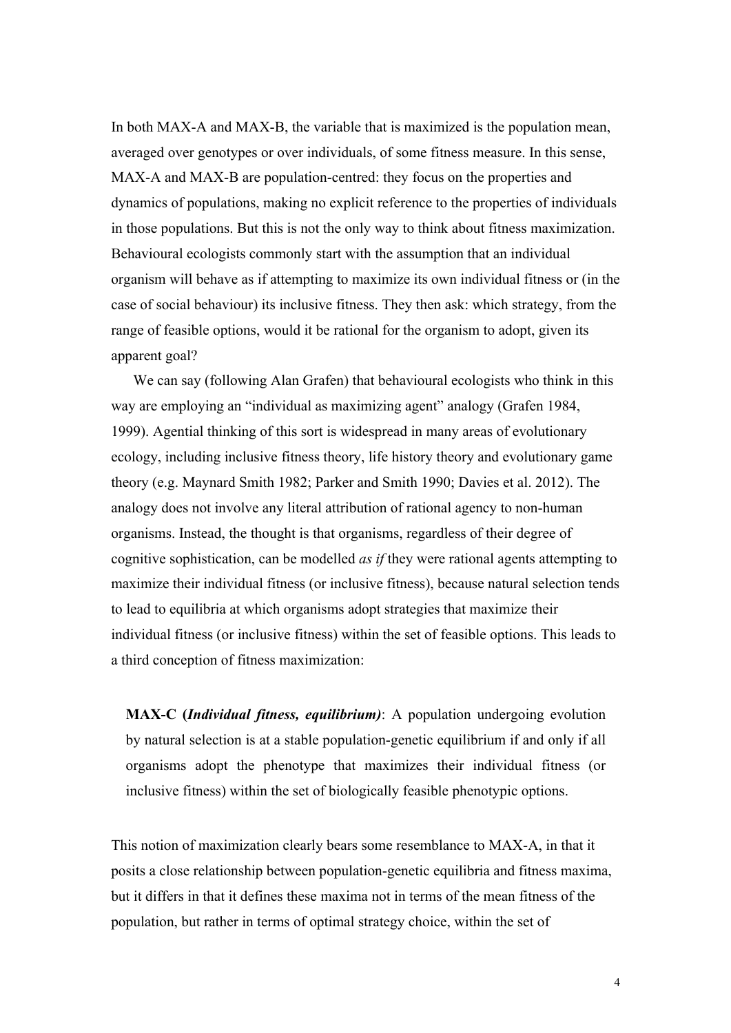In both MAX-A and MAX-B, the variable that is maximized is the population mean, averaged over genotypes or over individuals, of some fitness measure. In this sense, MAX-A and MAX-B are population-centred: they focus on the properties and dynamics of populations, making no explicit reference to the properties of individuals in those populations. But this is not the only way to think about fitness maximization. Behavioural ecologists commonly start with the assumption that an individual organism will behave as if attempting to maximize its own individual fitness or (in the case of social behaviour) its inclusive fitness. They then ask: which strategy, from the range of feasible options, would it be rational for the organism to adopt, given its apparent goal?

We can say (following Alan Grafen) that behavioural ecologists who think in this way are employing an "individual as maximizing agent" analogy (Grafen 1984, 1999). Agential thinking of this sort is widespread in many areas of evolutionary ecology, including inclusive fitness theory, life history theory and evolutionary game theory (e.g. Maynard Smith 1982; Parker and Smith 1990; Davies et al. 2012). The analogy does not involve any literal attribution of rational agency to non-human organisms. Instead, the thought is that organisms, regardless of their degree of cognitive sophistication, can be modelled *as if* they were rational agents attempting to maximize their individual fitness (or inclusive fitness), because natural selection tends to lead to equilibria at which organisms adopt strategies that maximize their individual fitness (or inclusive fitness) within the set of feasible options. This leads to a third conception of fitness maximization:

> **MAX-C (*Individual fitness, equilibrium*)**: A population undergoing evolution by natural selection is at a stable population-genetic equilibrium if and only if all organisms adopt the phenotype that maximizes their individual fitness (or inclusive fitness) within the set of biologically feasible phenotypic options.

This notion of maximization clearly bears some resemblance to MAX-A, in that it posits a close relationship between population-genetic equilibria and fitness maxima, but it differs in that it defines these maxima not in terms of the mean fitness of the population, but rather in terms of optimal strategy choice, within the set of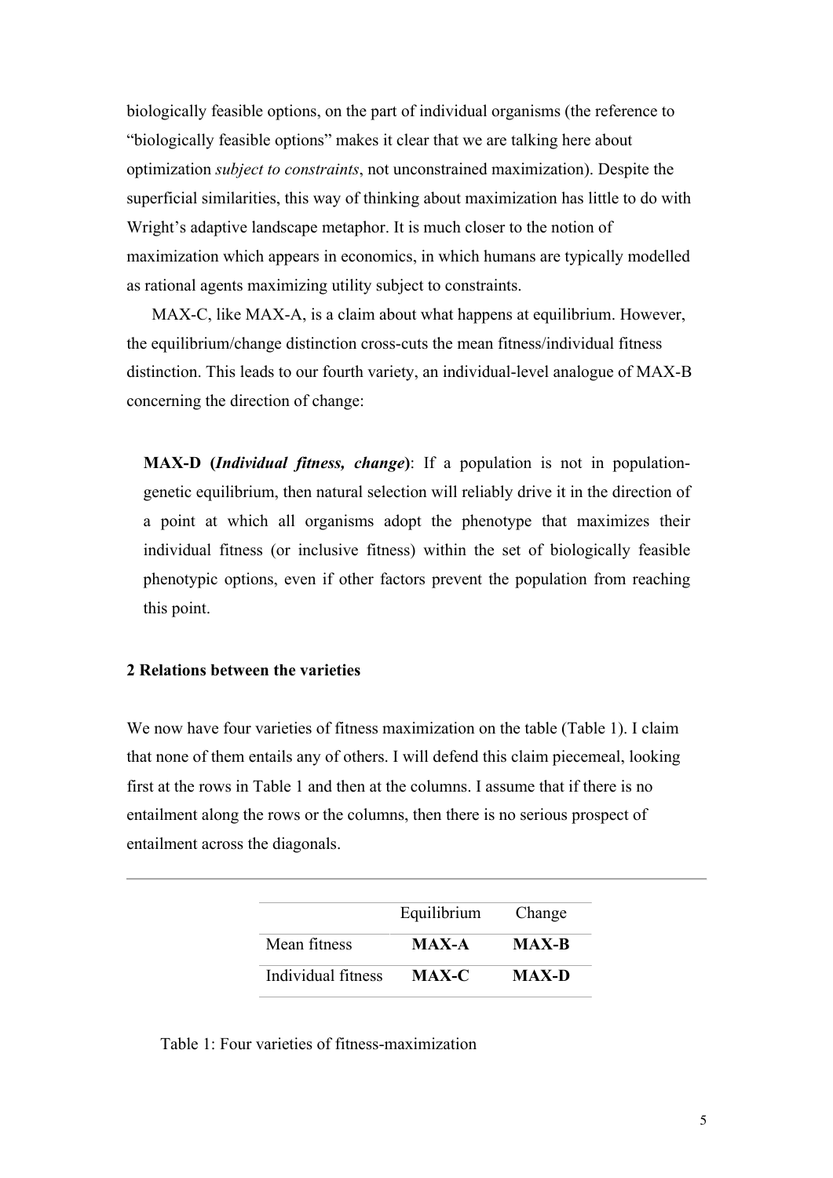biologically feasible options, on the part of individual organisms (the reference to "biologically feasible options" makes it clear that we are talking here about optimization *subject to constraints*, not unconstrained maximization). Despite the superficial similarities, this way of thinking about maximization has little to do with Wright's adaptive landscape metaphor. It is much closer to the notion of maximization which appears in economics, in which humans are typically modelled as rational agents maximizing utility subject to constraints.

MAX-C, like MAX-A, is a claim about what happens at equilibrium. However, the equilibrium/change distinction cross-cuts the mean fitness/individual fitness distinction. This leads to our fourth variety, an individual-level analogue of MAX-B concerning the direction of change:

> **MAX-D (*Individual fitness, change*)**: If a population is not in population-genetic equilibrium, then natural selection will reliably drive it in the direction of a point at which all organisms adopt the phenotype that maximizes their individual fitness (or inclusive fitness) within the set of biologically feasible phenotypic options, even if other factors prevent the population from reaching this point.

## 2 Relations between the varieties

We now have four varieties of fitness maximization on the table (Table 1). I claim that none of them entails any of others. I will defend this claim piecemeal, looking first at the rows in Table 1 and then at the columns. I assume that if there is no entailment along the rows or the columns, then there is no serious prospect of entailment across the diagonals.

| | Equilibrium | Change |
|---|---|---|
| Mean fitness | **MAX-A** | **MAX-B** |
| Individual fitness | **MAX-C** | **MAX-D** |

Table 1: Four varieties of fitness-maximization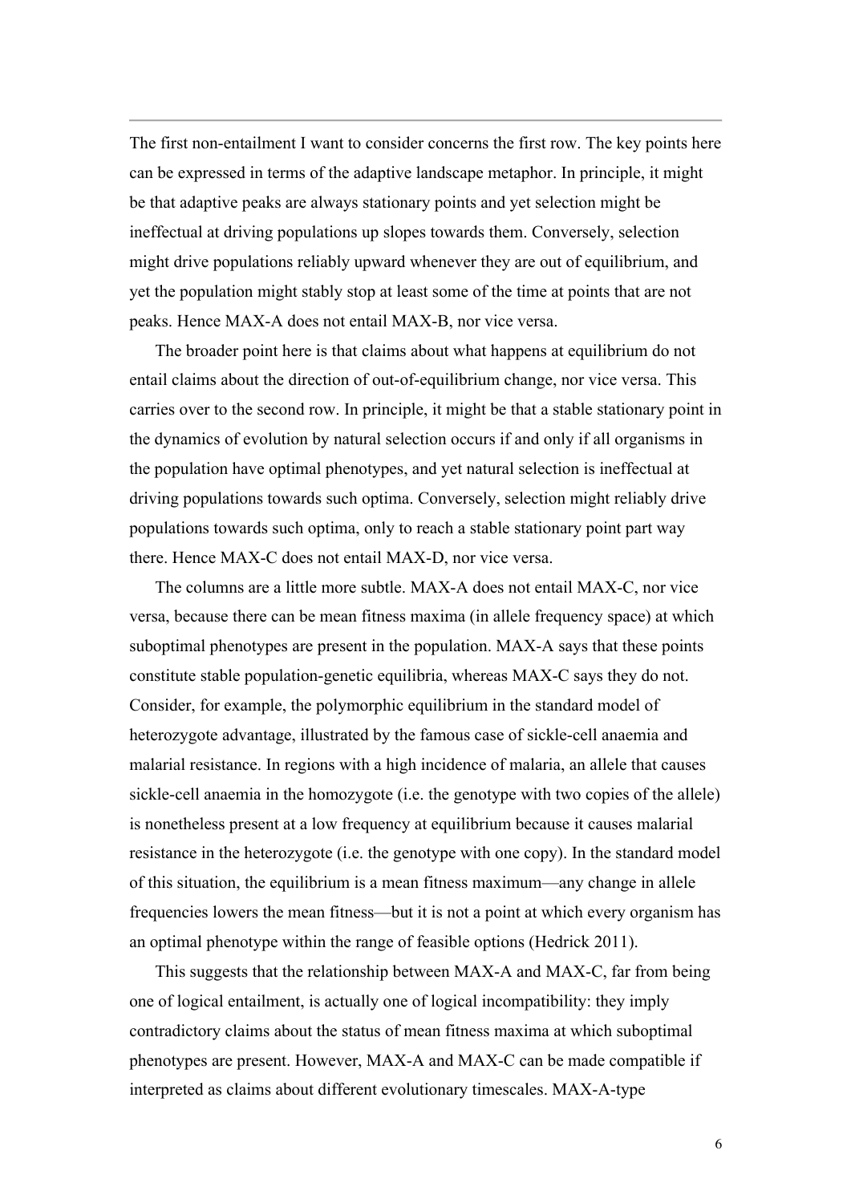The first non-entailment I want to consider concerns the first row. The key points here can be expressed in terms of the adaptive landscape metaphor. In principle, it might be that adaptive peaks are always stationary points and yet selection might be ineffectual at driving populations up slopes towards them. Conversely, selection might drive populations reliably upward whenever they are out of equilibrium, and yet the population might stably stop at least some of the time at points that are not peaks. Hence MAX-A does not entail MAX-B, nor vice versa.

The broader point here is that claims about what happens at equilibrium do not entail claims about the direction of out-of-equilibrium change, nor vice versa. This carries over to the second row. In principle, it might be that a stable stationary point in the dynamics of evolution by natural selection occurs if and only if all organisms in the population have optimal phenotypes, and yet natural selection is ineffectual at driving populations towards such optima. Conversely, selection might reliably drive populations towards such optima, only to reach a stable stationary point part way there. Hence MAX-C does not entail MAX-D, nor vice versa.

The columns are a little more subtle. MAX-A does not entail MAX-C, nor vice versa, because there can be mean fitness maxima (in allele frequency space) at which suboptimal phenotypes are present in the population. MAX-A says that these points constitute stable population-genetic equilibria, whereas MAX-C says they do not. Consider, for example, the polymorphic equilibrium in the standard model of heterozygote advantage, illustrated by the famous case of sickle-cell anaemia and malarial resistance. In regions with a high incidence of malaria, an allele that causes sickle-cell anaemia in the homozygote (i.e. the genotype with two copies of the allele) is nonetheless present at a low frequency at equilibrium because it causes malarial resistance in the heterozygote (i.e. the genotype with one copy). In the standard model of this situation, the equilibrium is a mean fitness maximum—any change in allele frequencies lowers the mean fitness—but it is not a point at which every organism has an optimal phenotype within the range of feasible options (Hedrick 2011).

This suggests that the relationship between MAX-A and MAX-C, far from being one of logical entailment, is actually one of logical incompatibility: they imply contradictory claims about the status of mean fitness maxima at which suboptimal phenotypes are present. However, MAX-A and MAX-C can be made compatible if interpreted as claims about different evolutionary timescales. MAX-A-type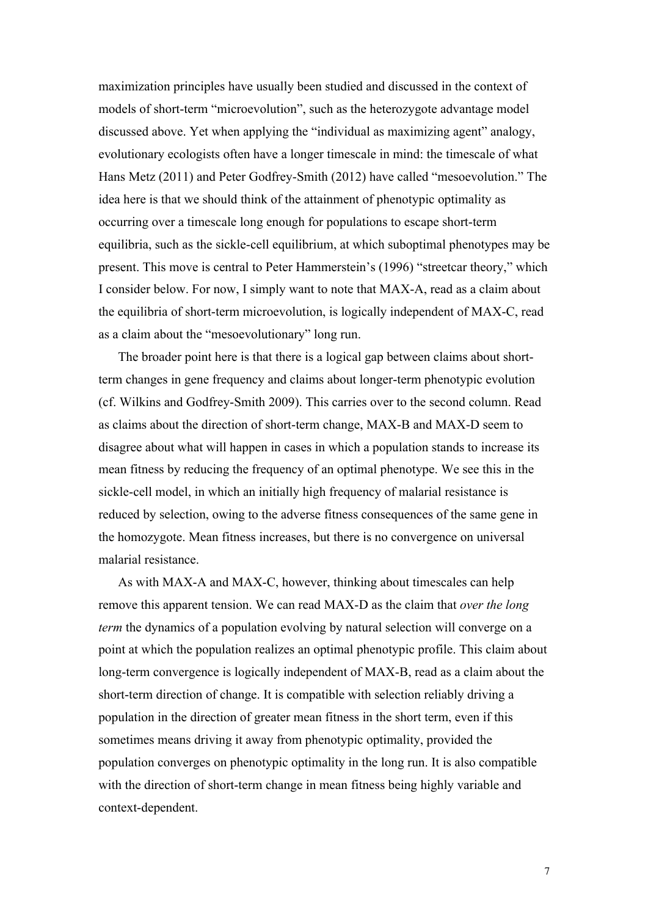maximization principles have usually been studied and discussed in the context of models of short-term "microevolution", such as the heterozygote advantage model discussed above. Yet when applying the "individual as maximizing agent" analogy, evolutionary ecologists often have a longer timescale in mind: the timescale of what Hans Metz (2011) and Peter Godfrey-Smith (2012) have called "mesoevolution." The idea here is that we should think of the attainment of phenotypic optimality as occurring over a timescale long enough for populations to escape short-term equilibria, such as the sickle-cell equilibrium, at which suboptimal phenotypes may be present. This move is central to Peter Hammerstein's (1996) "streetcar theory," which I consider below. For now, I simply want to note that MAX-A, read as a claim about the equilibria of short-term microevolution, is logically independent of MAX-C, read as a claim about the "mesoevolutionary" long run.

The broader point here is that there is a logical gap between claims about short-term changes in gene frequency and claims about longer-term phenotypic evolution (cf. Wilkins and Godfrey-Smith 2009). This carries over to the second column. Read as claims about the direction of short-term change, MAX-B and MAX-D seem to disagree about what will happen in cases in which a population stands to increase its mean fitness by reducing the frequency of an optimal phenotype. We see this in the sickle-cell model, in which an initially high frequency of malarial resistance is reduced by selection, owing to the adverse fitness consequences of the same gene in the homozygote. Mean fitness increases, but there is no convergence on universal malarial resistance.

As with MAX-A and MAX-C, however, thinking about timescales can help remove this apparent tension. We can read MAX-D as the claim that *over the long term* the dynamics of a population evolving by natural selection will converge on a point at which the population realizes an optimal phenotypic profile. This claim about long-term convergence is logically independent of MAX-B, read as a claim about the short-term direction of change. It is compatible with selection reliably driving a population in the direction of greater mean fitness in the short term, even if this sometimes means driving it away from phenotypic optimality, provided the population converges on phenotypic optimality in the long run. It is also compatible with the direction of short-term change in mean fitness being highly variable and context-dependent.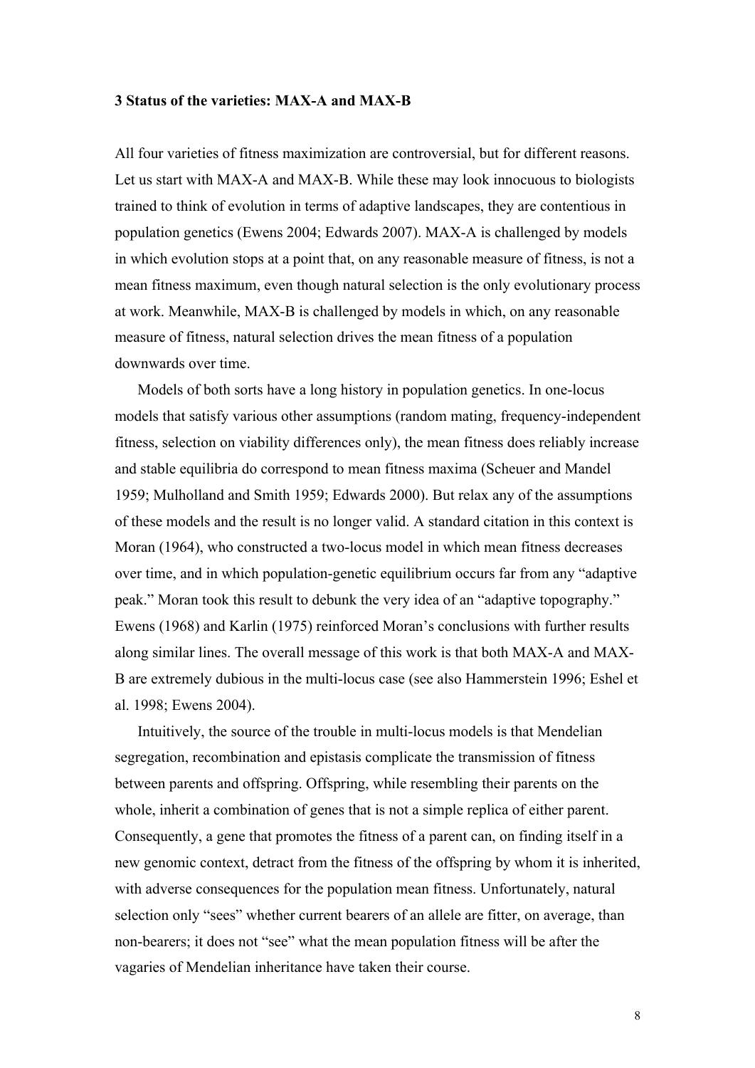### 3 Status of the varieties: MAX-A and MAX-B

All four varieties of fitness maximization are controversial, but for different reasons. Let us start with MAX-A and MAX-B. While these may look innocuous to biologists trained to think of evolution in terms of adaptive landscapes, they are contentious in population genetics (Ewens 2004; Edwards 2007). MAX-A is challenged by models in which evolution stops at a point that, on any reasonable measure of fitness, is not a mean fitness maximum, even though natural selection is the only evolutionary process at work. Meanwhile, MAX-B is challenged by models in which, on any reasonable measure of fitness, natural selection drives the mean fitness of a population downwards over time.

Models of both sorts have a long history in population genetics. In one-locus models that satisfy various other assumptions (random mating, frequency-independent fitness, selection on viability differences only), the mean fitness does reliably increase and stable equilibria do correspond to mean fitness maxima (Scheuer and Mandel 1959; Mulholland and Smith 1959; Edwards 2000). But relax any of the assumptions of these models and the result is no longer valid. A standard citation in this context is Moran (1964), who constructed a two-locus model in which mean fitness decreases over time, and in which population-genetic equilibrium occurs far from any "adaptive peak." Moran took this result to debunk the very idea of an "adaptive topography." Ewens (1968) and Karlin (1975) reinforced Moran's conclusions with further results along similar lines. The overall message of this work is that both MAX-A and MAX-B are extremely dubious in the multi-locus case (see also Hammerstein 1996; Eshel et al. 1998; Ewens 2004).

Intuitively, the source of the trouble in multi-locus models is that Mendelian segregation, recombination and epistasis complicate the transmission of fitness between parents and offspring. Offspring, while resembling their parents on the whole, inherit a combination of genes that is not a simple replica of either parent. Consequently, a gene that promotes the fitness of a parent can, on finding itself in a new genomic context, detract from the fitness of the offspring by whom it is inherited, with adverse consequences for the population mean fitness. Unfortunately, natural selection only "sees" whether current bearers of an allele are fitter, on average, than non-bearers; it does not "see" what the mean population fitness will be after the vagaries of Mendelian inheritance have taken their course.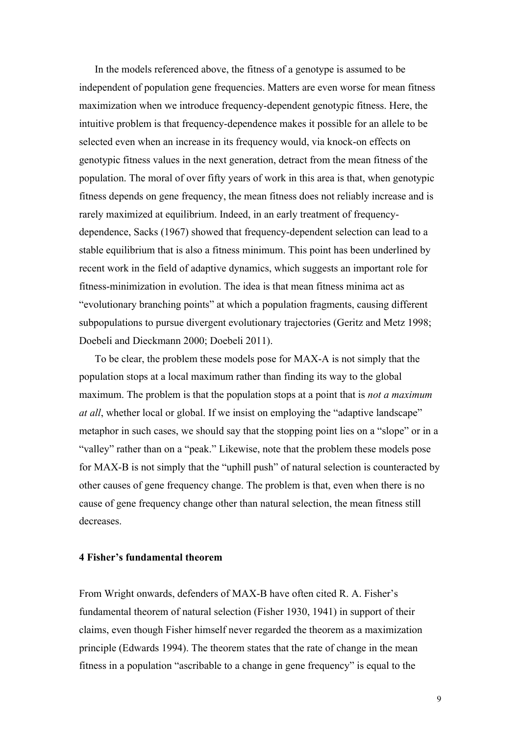In the models referenced above, the fitness of a genotype is assumed to be independent of population gene frequencies. Matters are even worse for mean fitness maximization when we introduce frequency-dependent genotypic fitness. Here, the intuitive problem is that frequency-dependence makes it possible for an allele to be selected even when an increase in its frequency would, via knock-on effects on genotypic fitness values in the next generation, detract from the mean fitness of the population. The moral of over fifty years of work in this area is that, when genotypic fitness depends on gene frequency, the mean fitness does not reliably increase and is rarely maximized at equilibrium. Indeed, in an early treatment of frequency-dependence, Sacks (1967) showed that frequency-dependent selection can lead to a stable equilibrium that is also a fitness minimum. This point has been underlined by recent work in the field of adaptive dynamics, which suggests an important role for fitness-minimization in evolution. The idea is that mean fitness minima act as "evolutionary branching points" at which a population fragments, causing different subpopulations to pursue divergent evolutionary trajectories (Geritz and Metz 1998; Doebeli and Dieckmann 2000; Doebeli 2011).

To be clear, the problem these models pose for MAX-A is not simply that the population stops at a local maximum rather than finding its way to the global maximum. The problem is that the population stops at a point that is *not a maximum at all*, whether local or global. If we insist on employing the "adaptive landscape" metaphor in such cases, we should say that the stopping point lies on a "slope" or in a "valley" rather than on a "peak." Likewise, note that the problem these models pose for MAX-B is not simply that the "uphill push" of natural selection is counteracted by other causes of gene frequency change. The problem is that, even when there is no cause of gene frequency change other than natural selection, the mean fitness still decreases.

## 4 Fisher's fundamental theorem

From Wright onwards, defenders of MAX-B have often cited R. A. Fisher's fundamental theorem of natural selection (Fisher 1930, 1941) in support of their claims, even though Fisher himself never regarded the theorem as a maximization principle (Edwards 1994). The theorem states that the rate of change in the mean fitness in a population "ascribable to a change in gene frequency" is equal to the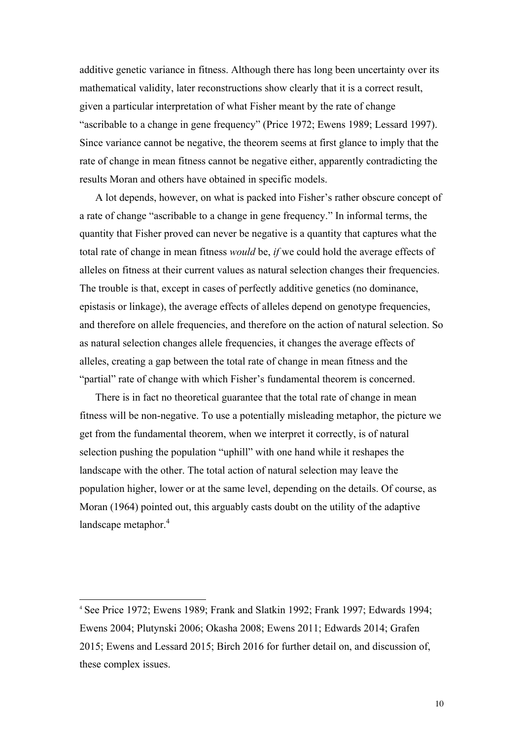additive genetic variance in fitness. Although there has long been uncertainty over its mathematical validity, later reconstructions show clearly that it is a correct result, given a particular interpretation of what Fisher meant by the rate of change "ascribable to a change in gene frequency" (Price 1972; Ewens 1989; Lessard 1997). Since variance cannot be negative, the theorem seems at first glance to imply that the rate of change in mean fitness cannot be negative either, apparently contradicting the results Moran and others have obtained in specific models.

A lot depends, however, on what is packed into Fisher's rather obscure concept of a rate of change "ascribable to a change in gene frequency." In informal terms, the quantity that Fisher proved can never be negative is a quantity that captures what the total rate of change in mean fitness *would* be, *if* we could hold the average effects of alleles on fitness at their current values as natural selection changes their frequencies. The trouble is that, except in cases of perfectly additive genetics (no dominance, epistasis or linkage), the average effects of alleles depend on genotype frequencies, and therefore on allele frequencies, and therefore on the action of natural selection. So as natural selection changes allele frequencies, it changes the average effects of alleles, creating a gap between the total rate of change in mean fitness and the "partial" rate of change with which Fisher's fundamental theorem is concerned.

There is in fact no theoretical guarantee that the total rate of change in mean fitness will be non-negative. To use a potentially misleading metaphor, the picture we get from the fundamental theorem, when we interpret it correctly, is of natural selection pushing the population "uphill" with one hand while it reshapes the landscape with the other. The total action of natural selection may leave the population higher, lower or at the same level, depending on the details. Of course, as Moran (1964) pointed out, this arguably casts doubt on the utility of the adaptive landscape metaphor.[4]

[4] See Price 1972; Ewens 1989; Frank and Slatkin 1992; Frank 1997; Edwards 1994; Ewens 2004; Plutynski 2006; Okasha 2008; Ewens 2011; Edwards 2014; Grafen 2015; Ewens and Lessard 2015; Birch 2016 for further detail on, and discussion of, these complex issues.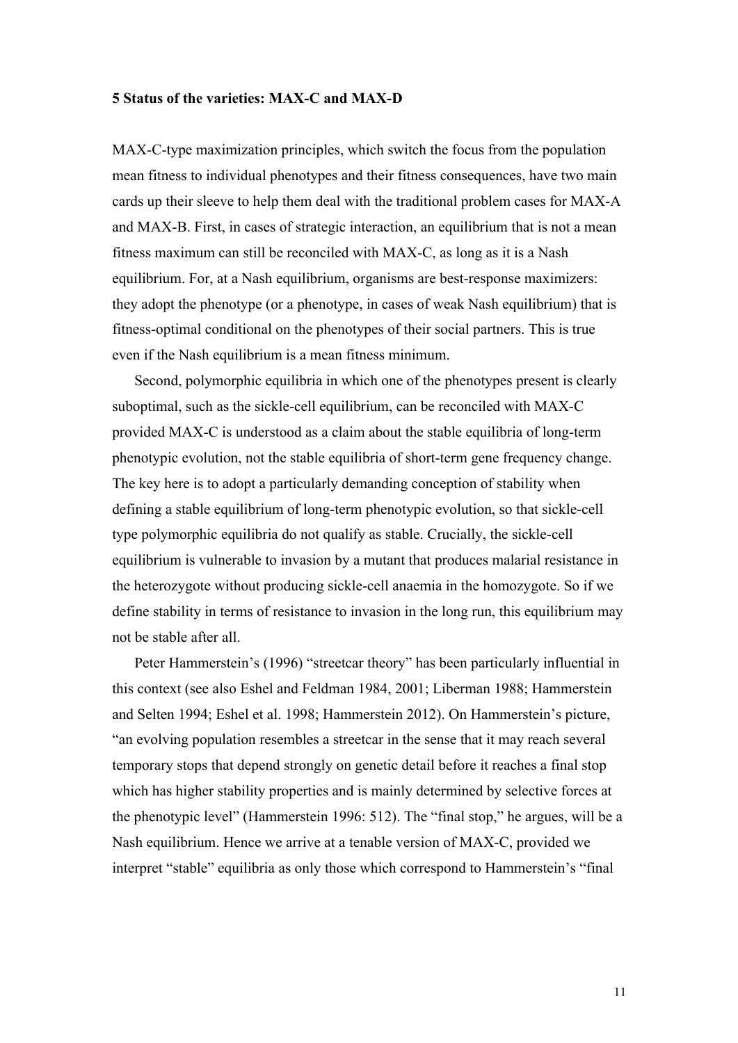### 5 Status of the varieties: MAX-C and MAX-D

MAX-C-type maximization principles, which switch the focus from the population mean fitness to individual phenotypes and their fitness consequences, have two main cards up their sleeve to help them deal with the traditional problem cases for MAX-A and MAX-B. First, in cases of strategic interaction, an equilibrium that is not a mean fitness maximum can still be reconciled with MAX-C, as long as it is a Nash equilibrium. For, at a Nash equilibrium, organisms are best-response maximizers: they adopt the phenotype (or a phenotype, in cases of weak Nash equilibrium) that is fitness-optimal conditional on the phenotypes of their social partners. This is true even if the Nash equilibrium is a mean fitness minimum.

Second, polymorphic equilibria in which one of the phenotypes present is clearly suboptimal, such as the sickle-cell equilibrium, can be reconciled with MAX-C provided MAX-C is understood as a claim about the stable equilibria of long-term phenotypic evolution, not the stable equilibria of short-term gene frequency change. The key here is to adopt a particularly demanding conception of stability when defining a stable equilibrium of long-term phenotypic evolution, so that sickle-cell type polymorphic equilibria do not qualify as stable. Crucially, the sickle-cell equilibrium is vulnerable to invasion by a mutant that produces malarial resistance in the heterozygote without producing sickle-cell anaemia in the homozygote. So if we define stability in terms of resistance to invasion in the long run, this equilibrium may not be stable after all.

Peter Hammerstein's (1996) "streetcar theory" has been particularly influential in this context (see also Eshel and Feldman 1984, 2001; Liberman 1988; Hammerstein and Selten 1994; Eshel et al. 1998; Hammerstein 2012). On Hammerstein's picture, "an evolving population resembles a streetcar in the sense that it may reach several temporary stops that depend strongly on genetic detail before it reaches a final stop which has higher stability properties and is mainly determined by selective forces at the phenotypic level" (Hammerstein 1996: 512). The "final stop," he argues, will be a Nash equilibrium. Hence we arrive at a tenable version of MAX-C, provided we interpret "stable" equilibria as only those which correspond to Hammerstein's "final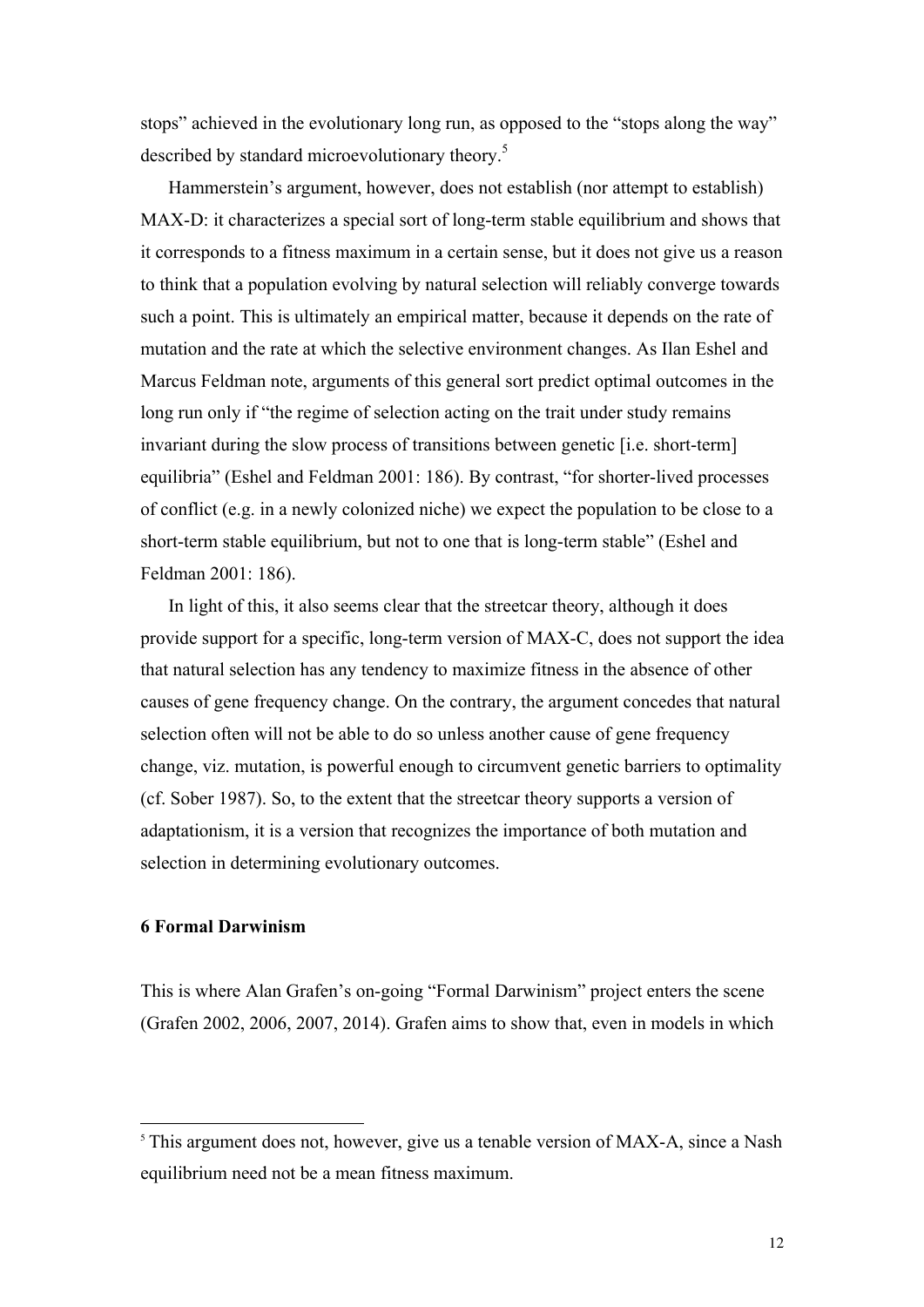stops" achieved in the evolutionary long run, as opposed to the "stops along the way" described by standard microevolutionary theory.[5]

Hammerstein's argument, however, does not establish (nor attempt to establish) MAX-D: it characterizes a special sort of long-term stable equilibrium and shows that it corresponds to a fitness maximum in a certain sense, but it does not give us a reason to think that a population evolving by natural selection will reliably converge towards such a point. This is ultimately an empirical matter, because it depends on the rate of mutation and the rate at which the selective environment changes. As Ilan Eshel and Marcus Feldman note, arguments of this general sort predict optimal outcomes in the long run only if "the regime of selection acting on the trait under study remains invariant during the slow process of transitions between genetic [i.e. short-term] equilibria" (Eshel and Feldman 2001: 186). By contrast, "for shorter-lived processes of conflict (e.g. in a newly colonized niche) we expect the population to be close to a short-term stable equilibrium, but not to one that is long-term stable" (Eshel and Feldman 2001: 186).

In light of this, it also seems clear that the streetcar theory, although it does provide support for a specific, long-term version of MAX-C, does not support the idea that natural selection has any tendency to maximize fitness in the absence of other causes of gene frequency change. On the contrary, the argument concedes that natural selection often will not be able to do so unless another cause of gene frequency change, viz. mutation, is powerful enough to circumvent genetic barriers to optimality (cf. Sober 1987). So, to the extent that the streetcar theory supports a version of adaptationism, it is a version that recognizes the importance of both mutation and selection in determining evolutionary outcomes.

## 6 Formal Darwinism

This is where Alan Grafen's on-going "Formal Darwinism" project enters the scene (Grafen 2002, 2006, 2007, 2014). Grafen aims to show that, even in models in which

[5] This argument does not, however, give us a tenable version of MAX-A, since a Nash equilibrium need not be a mean fitness maximum.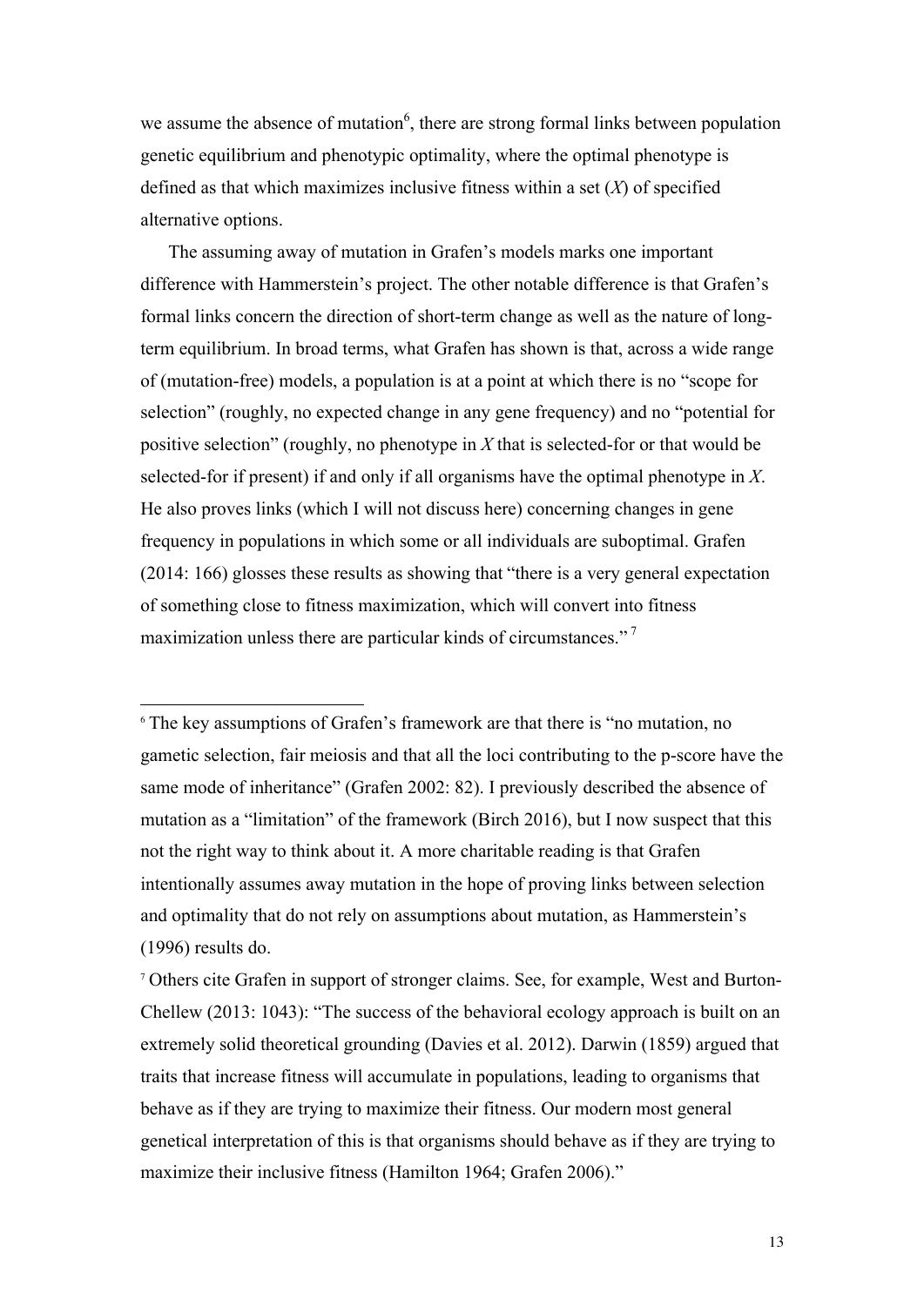we assume the absence of mutation[6], there are strong formal links between population genetic equilibrium and phenotypic optimality, where the optimal phenotype is defined as that which maximizes inclusive fitness within a set ($X$) of specified alternative options.

The assuming away of mutation in Grafen's models marks one important difference with Hammerstein's project. The other notable difference is that Grafen's formal links concern the direction of short-term change as well as the nature of long-term equilibrium. In broad terms, what Grafen has shown is that, across a wide range of (mutation-free) models, a population is at a point at which there is no "scope for selection" (roughly, no expected change in any gene frequency) and no "potential for positive selection" (roughly, no phenotype in $X$ that is selected-for or that would be selected-for if present) if and only if all organisms have the optimal phenotype in $X$. He also proves links (which I will not discuss here) concerning changes in gene frequency in populations in which some or all individuals are suboptimal. Grafen (2014: 166) glosses these results as showing that "there is a very general expectation of something close to fitness maximization, which will convert into fitness maximization unless there are particular kinds of circumstances." [7]

---

[6] The key assumptions of Grafen's framework are that there is "no mutation, no gametic selection, fair meiosis and that all the loci contributing to the p-score have the same mode of inheritance" (Grafen 2002: 82). I previously described the absence of mutation as a "limitation" of the framework (Birch 2016), but I now suspect that this not the right way to think about it. A more charitable reading is that Grafen intentionally assumes away mutation in the hope of proving links between selection and optimality that do not rely on assumptions about mutation, as Hammerstein's (1996) results do.

[7] Others cite Grafen in support of stronger claims. See, for example, West and Burton-Chellew (2013: 1043): "The success of the behavioral ecology approach is built on an extremely solid theoretical grounding (Davies et al. 2012). Darwin (1859) argued that traits that increase fitness will accumulate in populations, leading to organisms that behave as if they are trying to maximize their fitness. Our modern most general genetical interpretation of this is that organisms should behave as if they are trying to maximize their inclusive fitness (Hamilton 1964; Grafen 2006)."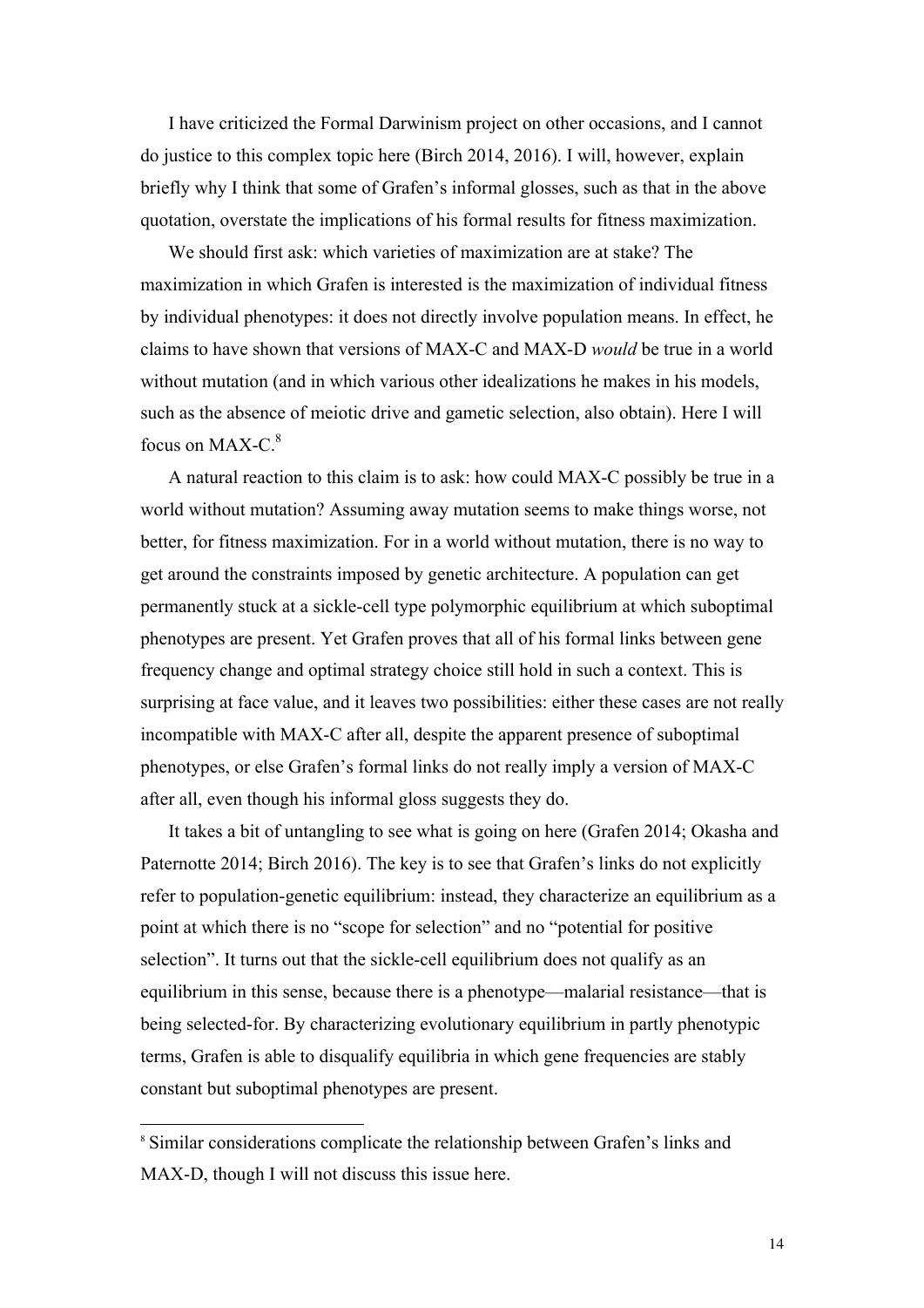I have criticized the Formal Darwinism project on other occasions, and I cannot do justice to this complex topic here (Birch 2014, 2016). I will, however, explain briefly why I think that some of Grafen's informal glosses, such as that in the above quotation, overstate the implications of his formal results for fitness maximization.

We should first ask: which varieties of maximization are at stake? The maximization in which Grafen is interested is the maximization of individual fitness by individual phenotypes: it does not directly involve population means. In effect, he claims to have shown that versions of MAX-C and MAX-D *would* be true in a world without mutation (and in which various other idealizations he makes in his models, such as the absence of meiotic drive and gametic selection, also obtain). Here I will focus on MAX-C.[8]

A natural reaction to this claim is to ask: how could MAX-C possibly be true in a world without mutation? Assuming away mutation seems to make things worse, not better, for fitness maximization. For in a world without mutation, there is no way to get around the constraints imposed by genetic architecture. A population can get permanently stuck at a sickle-cell type polymorphic equilibrium at which suboptimal phenotypes are present. Yet Grafen proves that all of his formal links between gene frequency change and optimal strategy choice still hold in such a context. This is surprising at face value, and it leaves two possibilities: either these cases are not really incompatible with MAX-C after all, despite the apparent presence of suboptimal phenotypes, or else Grafen's formal links do not really imply a version of MAX-C after all, even though his informal gloss suggests they do.

It takes a bit of untangling to see what is going on here (Grafen 2014; Okasha and Paternotte 2014; Birch 2016). The key is to see that Grafen's links do not explicitly refer to population-genetic equilibrium: instead, they characterize an equilibrium as a point at which there is no "scope for selection" and no "potential for positive selection". It turns out that the sickle-cell equilibrium does not qualify as an equilibrium in this sense, because there is a phenotype—malarial resistance—that is being selected-for. By characterizing evolutionary equilibrium in partly phenotypic terms, Grafen is able to disqualify equilibria in which gene frequencies are stably constant but suboptimal phenotypes are present.

[8] Similar considerations complicate the relationship between Grafen's links and MAX-D, though I will not discuss this issue here.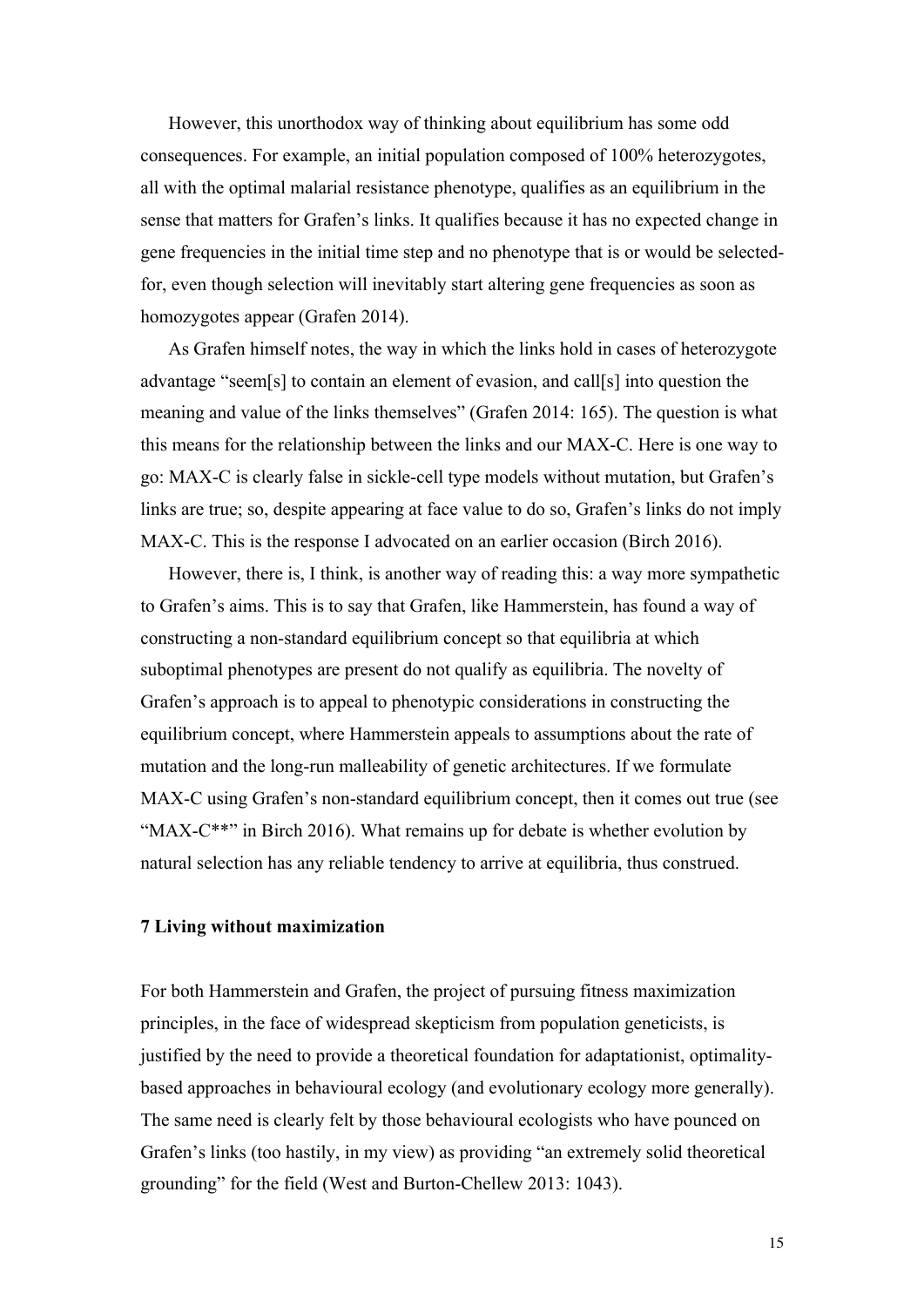However, this unorthodox way of thinking about equilibrium has some odd consequences. For example, an initial population composed of 100% heterozygotes, all with the optimal malarial resistance phenotype, qualifies as an equilibrium in the sense that matters for Grafen's links. It qualifies because it has no expected change in gene frequencies in the initial time step and no phenotype that is or would be selected-for, even though selection will inevitably start altering gene frequencies as soon as homozygotes appear (Grafen 2014).

As Grafen himself notes, the way in which the links hold in cases of heterozygote advantage "seem[s] to contain an element of evasion, and call[s] into question the meaning and value of the links themselves" (Grafen 2014: 165). The question is what this means for the relationship between the links and our MAX-C. Here is one way to go: MAX-C is clearly false in sickle-cell type models without mutation, but Grafen's links are true; so, despite appearing at face value to do so, Grafen's links do not imply MAX-C. This is the response I advocated on an earlier occasion (Birch 2016).

However, there is, I think, is another way of reading this: a way more sympathetic to Grafen's aims. This is to say that Grafen, like Hammerstein, has found a way of constructing a non-standard equilibrium concept so that equilibria at which suboptimal phenotypes are present do not qualify as equilibria. The novelty of Grafen's approach is to appeal to phenotypic considerations in constructing the equilibrium concept, where Hammerstein appeals to assumptions about the rate of mutation and the long-run malleability of genetic architectures. If we formulate MAX-C using Grafen's non-standard equilibrium concept, then it comes out true (see "MAX-C**" in Birch 2016). What remains up for debate is whether evolution by natural selection has any reliable tendency to arrive at equilibria, thus construed.

## 7 Living without maximization

For both Hammerstein and Grafen, the project of pursuing fitness maximization principles, in the face of widespread skepticism from population geneticists, is justified by the need to provide a theoretical foundation for adaptationist, optimality-based approaches in behavioural ecology (and evolutionary ecology more generally). The same need is clearly felt by those behavioural ecologists who have pounced on Grafen's links (too hastily, in my view) as providing "an extremely solid theoretical grounding" for the field (West and Burton-Chellew 2013: 1043).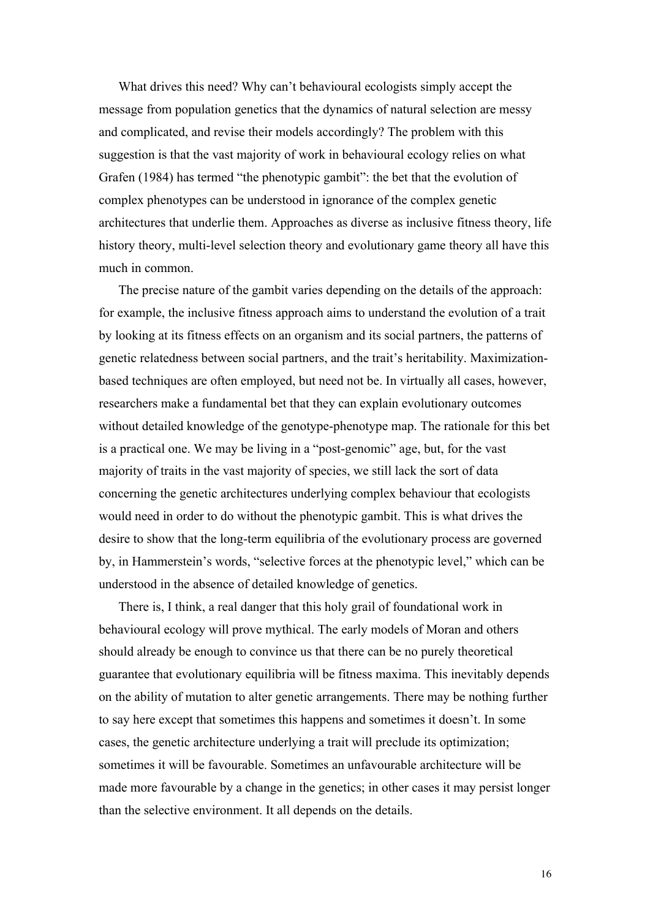What drives this need? Why can't behavioural ecologists simply accept the message from population genetics that the dynamics of natural selection are messy and complicated, and revise their models accordingly? The problem with this suggestion is that the vast majority of work in behavioural ecology relies on what Grafen (1984) has termed "the phenotypic gambit": the bet that the evolution of complex phenotypes can be understood in ignorance of the complex genetic architectures that underlie them. Approaches as diverse as inclusive fitness theory, life history theory, multi-level selection theory and evolutionary game theory all have this much in common.

The precise nature of the gambit varies depending on the details of the approach: for example, the inclusive fitness approach aims to understand the evolution of a trait by looking at its fitness effects on an organism and its social partners, the patterns of genetic relatedness between social partners, and the trait's heritability. Maximization-based techniques are often employed, but need not be. In virtually all cases, however, researchers make a fundamental bet that they can explain evolutionary outcomes without detailed knowledge of the genotype-phenotype map. The rationale for this bet is a practical one. We may be living in a "post-genomic" age, but, for the vast majority of traits in the vast majority of species, we still lack the sort of data concerning the genetic architectures underlying complex behaviour that ecologists would need in order to do without the phenotypic gambit. This is what drives the desire to show that the long-term equilibria of the evolutionary process are governed by, in Hammerstein's words, "selective forces at the phenotypic level," which can be understood in the absence of detailed knowledge of genetics.

There is, I think, a real danger that this holy grail of foundational work in behavioural ecology will prove mythical. The early models of Moran and others should already be enough to convince us that there can be no purely theoretical guarantee that evolutionary equilibria will be fitness maxima. This inevitably depends on the ability of mutation to alter genetic arrangements. There may be nothing further to say here except that sometimes this happens and sometimes it doesn't. In some cases, the genetic architecture underlying a trait will preclude its optimization; sometimes it will be favourable. Sometimes an unfavourable architecture will be made more favourable by a change in the genetics; in other cases it may persist longer than the selective environment. It all depends on the details.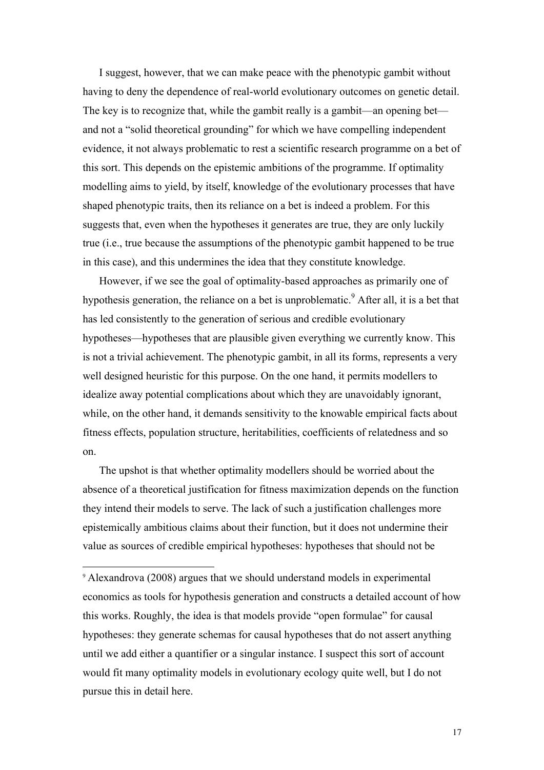I suggest, however, that we can make peace with the phenotypic gambit without having to deny the dependence of real-world evolutionary outcomes on genetic detail. The key is to recognize that, while the gambit really is a gambit—an opening bet—and not a "solid theoretical grounding" for which we have compelling independent evidence, it not always problematic to rest a scientific research programme on a bet of this sort. This depends on the epistemic ambitions of the programme. If optimality modelling aims to yield, by itself, knowledge of the evolutionary processes that have shaped phenotypic traits, then its reliance on a bet is indeed a problem. For this suggests that, even when the hypotheses it generates are true, they are only luckily true (i.e., true because the assumptions of the phenotypic gambit happened to be true in this case), and this undermines the idea that they constitute knowledge.

However, if we see the goal of optimality-based approaches as primarily one of hypothesis generation, the reliance on a bet is unproblematic.[9] After all, it is a bet that has led consistently to the generation of serious and credible evolutionary hypotheses—hypotheses that are plausible given everything we currently know. This is not a trivial achievement. The phenotypic gambit, in all its forms, represents a very well designed heuristic for this purpose. On the one hand, it permits modellers to idealize away potential complications about which they are unavoidably ignorant, while, on the other hand, it demands sensitivity to the knowable empirical facts about fitness effects, population structure, heritabilities, coefficients of relatedness and so on.

The upshot is that whether optimality modellers should be worried about the absence of a theoretical justification for fitness maximization depends on the function they intend their models to serve. The lack of such a justification challenges more epistemically ambitious claims about their function, but it does not undermine their value as sources of credible empirical hypotheses: hypotheses that should not be

[9] Alexandrova (2008) argues that we should understand models in experimental economics as tools for hypothesis generation and constructs a detailed account of how this works. Roughly, the idea is that models provide "open formulae" for causal hypotheses: they generate schemas for causal hypotheses that do not assert anything until we add either a quantifier or a singular instance. I suspect this sort of account would fit many optimality models in evolutionary ecology quite well, but I do not pursue this in detail here.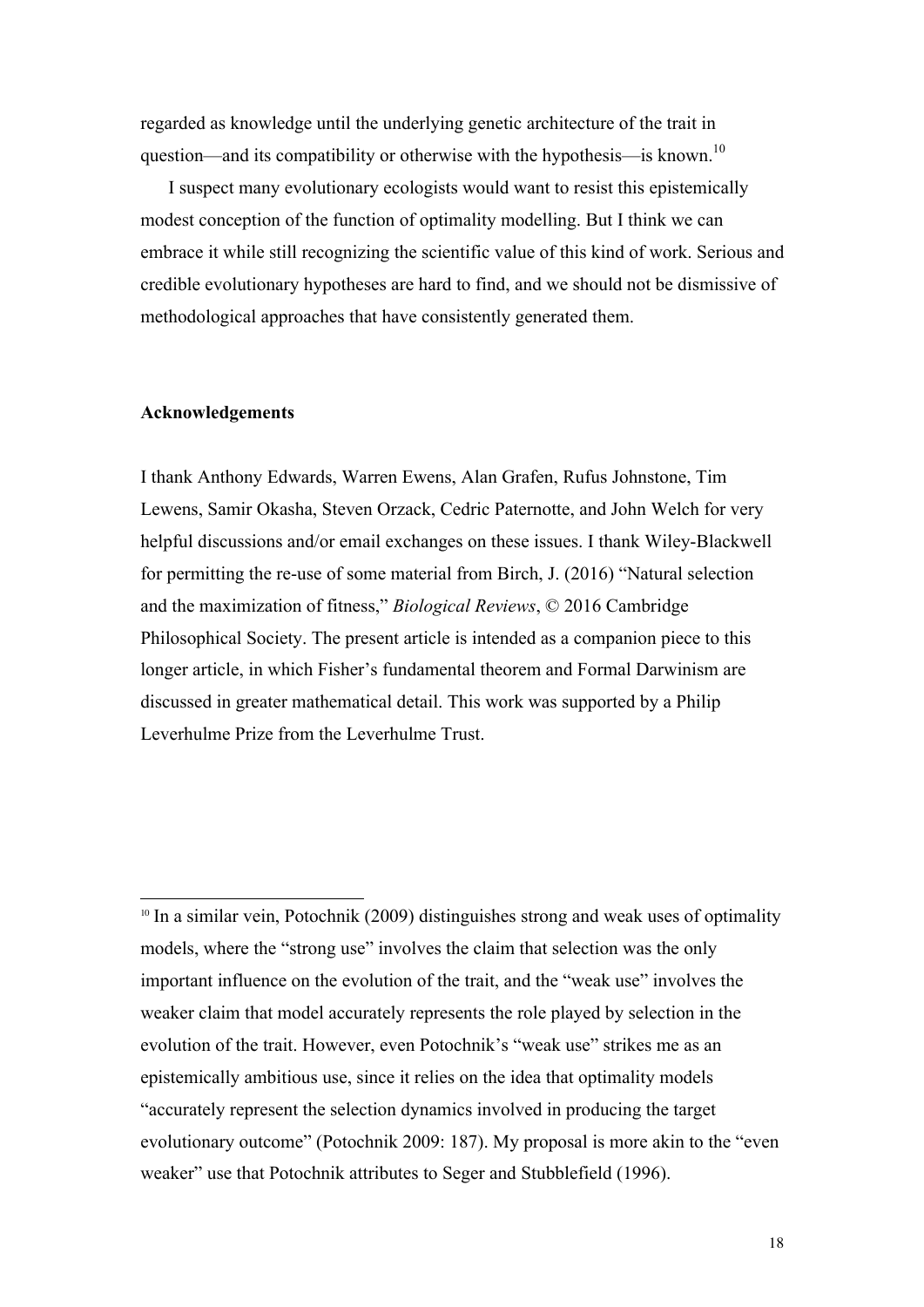regarded as knowledge until the underlying genetic architecture of the trait in question—and its compatibility or otherwise with the hypothesis—is known.[10]

I suspect many evolutionary ecologists would want to resist this epistemically modest conception of the function of optimality modelling. But I think we can embrace it while still recognizing the scientific value of this kind of work. Serious and credible evolutionary hypotheses are hard to find, and we should not be dismissive of methodological approaches that have consistently generated them.

## Acknowledgements

I thank Anthony Edwards, Warren Ewens, Alan Grafen, Rufus Johnstone, Tim Lewens, Samir Okasha, Steven Orzack, Cedric Paternotte, and John Welch for very helpful discussions and/or email exchanges on these issues. I thank Wiley-Blackwell for permitting the re-use of some material from Birch, J. (2016) "Natural selection and the maximization of fitness," *Biological Reviews*, © 2016 Cambridge Philosophical Society. The present article is intended as a companion piece to this longer article, in which Fisher's fundamental theorem and Formal Darwinism are discussed in greater mathematical detail. This work was supported by a Philip Leverhulme Prize from the Leverhulme Trust.

---

[10] In a similar vein, Potochnik (2009) distinguishes strong and weak uses of optimality models, where the "strong use" involves the claim that selection was the only important influence on the evolution of the trait, and the "weak use" involves the weaker claim that model accurately represents the role played by selection in the evolution of the trait. However, even Potochnik's "weak use" strikes me as an epistemically ambitious use, since it relies on the idea that optimality models "accurately represent the selection dynamics involved in producing the target evolutionary outcome" (Potochnik 2009: 187). My proposal is more akin to the "even weaker" use that Potochnik attributes to Seger and Stubblefield (1996).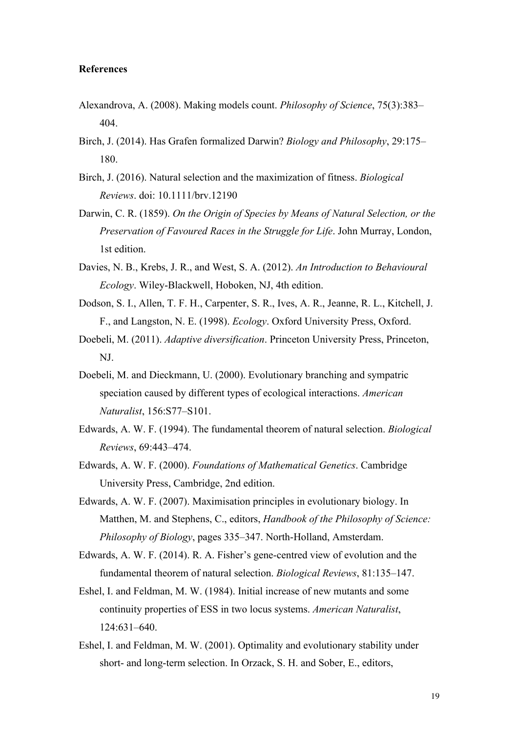**References**

Alexandrova, A. (2008). Making models count. *Philosophy of Science*, 75(3):383–404.

Birch, J. (2014). Has Grafen formalized Darwin? *Biology and Philosophy*, 29:175–180.

Birch, J. (2016). Natural selection and the maximization of fitness. *Biological Reviews*. doi: 10.1111/brv.12190

Darwin, C. R. (1859). *On the Origin of Species by Means of Natural Selection, or the Preservation of Favoured Races in the Struggle for Life*. John Murray, London, 1st edition.

Davies, N. B., Krebs, J. R., and West, S. A. (2012). *An Introduction to Behavioural Ecology*. Wiley-Blackwell, Hoboken, NJ, 4th edition.

Dodson, S. I., Allen, T. F. H., Carpenter, S. R., Ives, A. R., Jeanne, R. L., Kitchell, J. F., and Langston, N. E. (1998). *Ecology*. Oxford University Press, Oxford.

Doebeli, M. (2011). *Adaptive diversification*. Princeton University Press, Princeton, NJ.

Doebeli, M. and Dieckmann, U. (2000). Evolutionary branching and sympatric speciation caused by different types of ecological interactions. *American Naturalist*, 156:S77–S101.

Edwards, A. W. F. (1994). The fundamental theorem of natural selection. *Biological Reviews*, 69:443–474.

Edwards, A. W. F. (2000). *Foundations of Mathematical Genetics*. Cambridge University Press, Cambridge, 2nd edition.

Edwards, A. W. F. (2007). Maximisation principles in evolutionary biology. In Matthen, M. and Stephens, C., editors, *Handbook of the Philosophy of Science: Philosophy of Biology*, pages 335–347. North-Holland, Amsterdam.

Edwards, A. W. F. (2014). R. A. Fisher's gene-centred view of evolution and the fundamental theorem of natural selection. *Biological Reviews*, 81:135–147.

Eshel, I. and Feldman, M. W. (1984). Initial increase of new mutants and some continuity properties of ESS in two locus systems. *American Naturalist*, 124:631–640.

Eshel, I. and Feldman, M. W. (2001). Optimality and evolutionary stability under short- and long-term selection. In Orzack, S. H. and Sober, E., editors,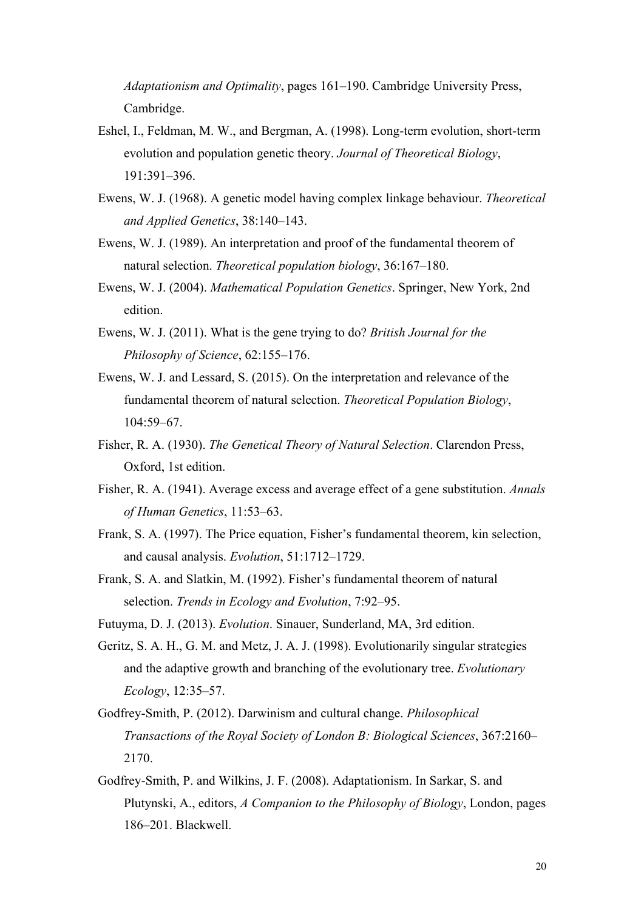*Adaptationism and Optimality*, pages 161–190. Cambridge University Press, Cambridge.

Eshel, I., Feldman, M. W., and Bergman, A. (1998). Long-term evolution, short-term evolution and population genetic theory. *Journal of Theoretical Biology*, 191:391–396.

Ewens, W. J. (1968). A genetic model having complex linkage behaviour. *Theoretical and Applied Genetics*, 38:140–143.

Ewens, W. J. (1989). An interpretation and proof of the fundamental theorem of natural selection. *Theoretical population biology*, 36:167–180.

Ewens, W. J. (2004). *Mathematical Population Genetics*. Springer, New York, 2nd edition.

Ewens, W. J. (2011). What is the gene trying to do? *British Journal for the Philosophy of Science*, 62:155–176.

Ewens, W. J. and Lessard, S. (2015). On the interpretation and relevance of the fundamental theorem of natural selection. *Theoretical Population Biology*, 104:59–67.

Fisher, R. A. (1930). *The Genetical Theory of Natural Selection*. Clarendon Press, Oxford, 1st edition.

Fisher, R. A. (1941). Average excess and average effect of a gene substitution. *Annals of Human Genetics*, 11:53–63.

Frank, S. A. (1997). The Price equation, Fisher's fundamental theorem, kin selection, and causal analysis. *Evolution*, 51:1712–1729.

Frank, S. A. and Slatkin, M. (1992). Fisher's fundamental theorem of natural selection. *Trends in Ecology and Evolution*, 7:92–95.

Futuyma, D. J. (2013). *Evolution*. Sinauer, Sunderland, MA, 3rd edition.

Geritz, S. A. H., G. M. and Metz, J. A. J. (1998). Evolutionarily singular strategies and the adaptive growth and branching of the evolutionary tree. *Evolutionary Ecology*, 12:35–57.

Godfrey-Smith, P. (2012). Darwinism and cultural change. *Philosophical Transactions of the Royal Society of London B: Biological Sciences*, 367:2160–2170.

Godfrey-Smith, P. and Wilkins, J. F. (2008). Adaptationism. In Sarkar, S. and Plutynski, A., editors, *A Companion to the Philosophy of Biology*, London, pages 186–201. Blackwell.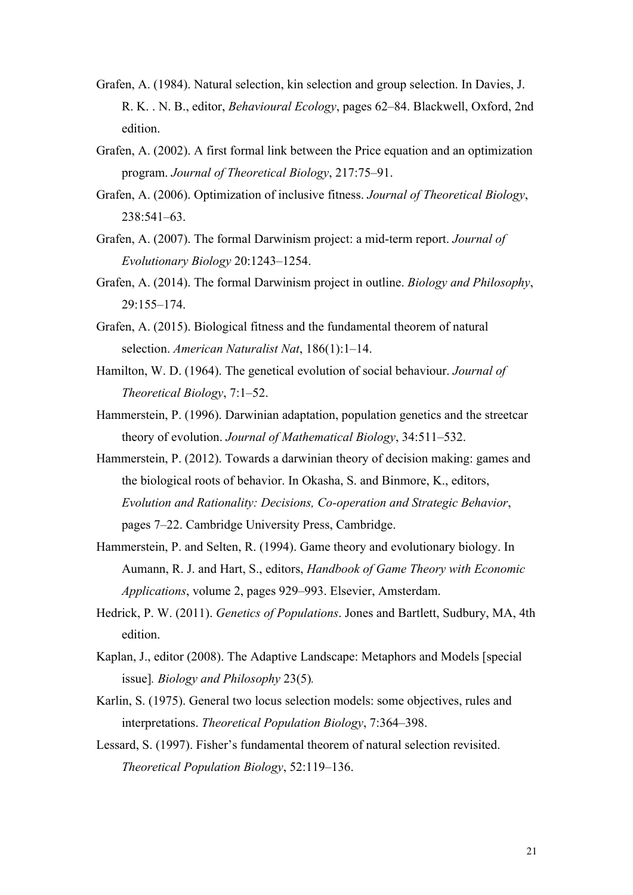Grafen, A. (1984). Natural selection, kin selection and group selection. In Davies, J. R. K. . N. B., editor, *Behavioural Ecology*, pages 62–84. Blackwell, Oxford, 2nd edition.

Grafen, A. (2002). A first formal link between the Price equation and an optimization program. *Journal of Theoretical Biology*, 217:75–91.

Grafen, A. (2006). Optimization of inclusive fitness. *Journal of Theoretical Biology*, 238:541–63.

Grafen, A. (2007). The formal Darwinism project: a mid-term report. *Journal of Evolutionary Biology* 20:1243–1254.

Grafen, A. (2014). The formal Darwinism project in outline. *Biology and Philosophy*, 29:155–174.

Grafen, A. (2015). Biological fitness and the fundamental theorem of natural selection. *American Naturalist Nat*, 186(1):1–14.

Hamilton, W. D. (1964). The genetical evolution of social behaviour. *Journal of Theoretical Biology*, 7:1–52.

Hammerstein, P. (1996). Darwinian adaptation, population genetics and the streetcar theory of evolution. *Journal of Mathematical Biology*, 34:511–532.

Hammerstein, P. (2012). Towards a darwinian theory of decision making: games and the biological roots of behavior. In Okasha, S. and Binmore, K., editors, *Evolution and Rationality: Decisions, Co-operation and Strategic Behavior*, pages 7–22. Cambridge University Press, Cambridge.

Hammerstein, P. and Selten, R. (1994). Game theory and evolutionary biology. In Aumann, R. J. and Hart, S., editors, *Handbook of Game Theory with Economic Applications*, volume 2, pages 929–993. Elsevier, Amsterdam.

Hedrick, P. W. (2011). *Genetics of Populations*. Jones and Bartlett, Sudbury, MA, 4th edition.

Kaplan, J., editor (2008). The Adaptive Landscape: Metaphors and Models [special issue]*. Biology and Philosophy* 23(5)*.*

Karlin, S. (1975). General two locus selection models: some objectives, rules and interpretations. *Theoretical Population Biology*, 7:364–398.

Lessard, S. (1997). Fisher's fundamental theorem of natural selection revisited. *Theoretical Population Biology*, 52:119–136.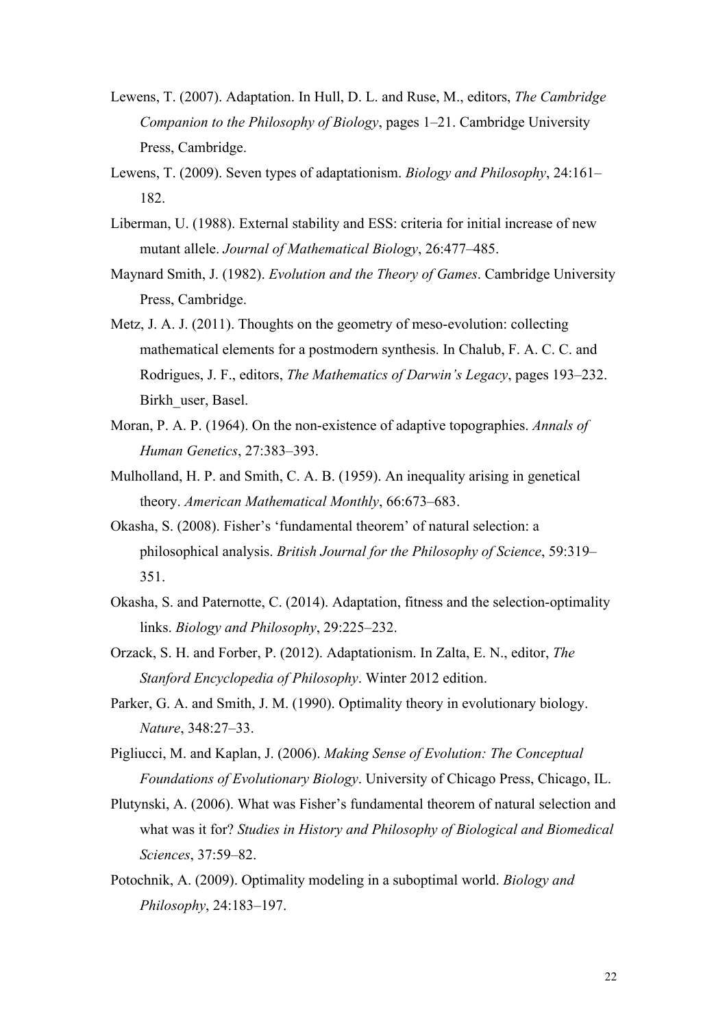Lewens, T. (2007). Adaptation. In Hull, D. L. and Ruse, M., editors, *The Cambridge Companion to the Philosophy of Biology*, pages 1–21. Cambridge University Press, Cambridge.

Lewens, T. (2009). Seven types of adaptationism. *Biology and Philosophy*, 24:161–182.

Liberman, U. (1988). External stability and ESS: criteria for initial increase of new mutant allele. *Journal of Mathematical Biology*, 26:477–485.

Maynard Smith, J. (1982). *Evolution and the Theory of Games*. Cambridge University Press, Cambridge.

Metz, J. A. J. (2011). Thoughts on the geometry of meso-evolution: collecting mathematical elements for a postmodern synthesis. In Chalub, F. A. C. C. and Rodrigues, J. F., editors, *The Mathematics of Darwin's Legacy*, pages 193–232. Birkh_user, Basel.

Moran, P. A. P. (1964). On the non-existence of adaptive topographies. *Annals of Human Genetics*, 27:383–393.

Mulholland, H. P. and Smith, C. A. B. (1959). An inequality arising in genetical theory. *American Mathematical Monthly*, 66:673–683.

Okasha, S. (2008). Fisher's 'fundamental theorem' of natural selection: a philosophical analysis. *British Journal for the Philosophy of Science*, 59:319–351.

Okasha, S. and Paternotte, C. (2014). Adaptation, fitness and the selection-optimality links. *Biology and Philosophy*, 29:225–232.

Orzack, S. H. and Forber, P. (2012). Adaptationism. In Zalta, E. N., editor, *The Stanford Encyclopedia of Philosophy*. Winter 2012 edition.

Parker, G. A. and Smith, J. M. (1990). Optimality theory in evolutionary biology. *Nature*, 348:27–33.

Pigliucci, M. and Kaplan, J. (2006). *Making Sense of Evolution: The Conceptual Foundations of Evolutionary Biology*. University of Chicago Press, Chicago, IL.

Plutynski, A. (2006). What was Fisher's fundamental theorem of natural selection and what was it for? *Studies in History and Philosophy of Biological and Biomedical Sciences*, 37:59–82.

Potochnik, A. (2009). Optimality modeling in a suboptimal world. *Biology and Philosophy*, 24:183–197.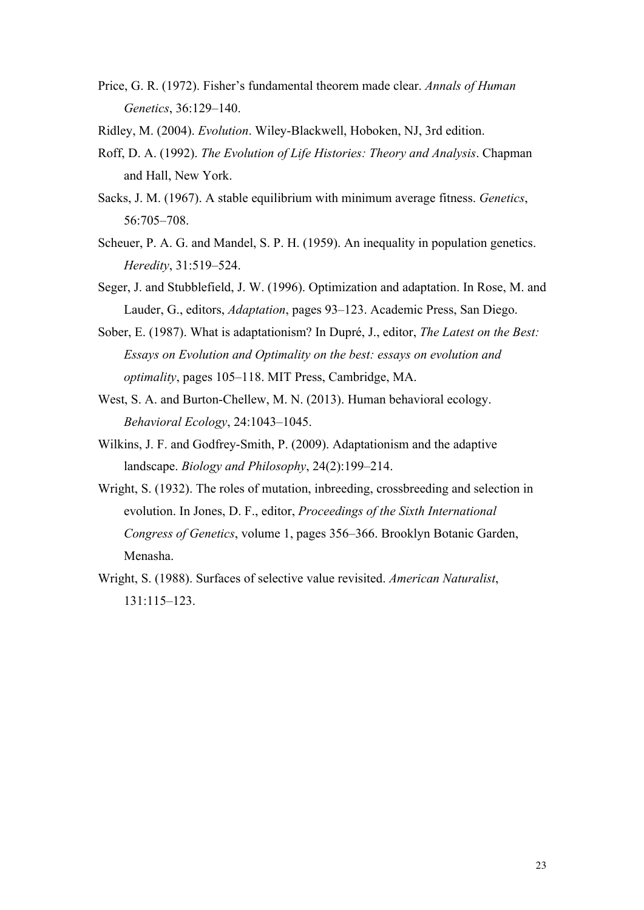Price, G. R. (1972). Fisher's fundamental theorem made clear. *Annals of Human Genetics*, 36:129–140.

Ridley, M. (2004). *Evolution*. Wiley-Blackwell, Hoboken, NJ, 3rd edition.

Roff, D. A. (1992). *The Evolution of Life Histories: Theory and Analysis*. Chapman and Hall, New York.

Sacks, J. M. (1967). A stable equilibrium with minimum average fitness. *Genetics*, 56:705–708.

Scheuer, P. A. G. and Mandel, S. P. H. (1959). An inequality in population genetics. *Heredity*, 31:519–524.

Seger, J. and Stubblefield, J. W. (1996). Optimization and adaptation. In Rose, M. and Lauder, G., editors, *Adaptation*, pages 93–123. Academic Press, San Diego.

Sober, E. (1987). What is adaptationism? In Dupré, J., editor, *The Latest on the Best: Essays on Evolution and Optimality on the best: essays on evolution and optimality*, pages 105–118. MIT Press, Cambridge, MA.

West, S. A. and Burton-Chellew, M. N. (2013). Human behavioral ecology. *Behavioral Ecology*, 24:1043–1045.

Wilkins, J. F. and Godfrey-Smith, P. (2009). Adaptationism and the adaptive landscape. *Biology and Philosophy*, 24(2):199–214.

Wright, S. (1932). The roles of mutation, inbreeding, crossbreeding and selection in evolution. In Jones, D. F., editor, *Proceedings of the Sixth International Congress of Genetics*, volume 1, pages 356–366. Brooklyn Botanic Garden, Menasha.

Wright, S. (1988). Surfaces of selective value revisited. *American Naturalist*, 131:115–123.